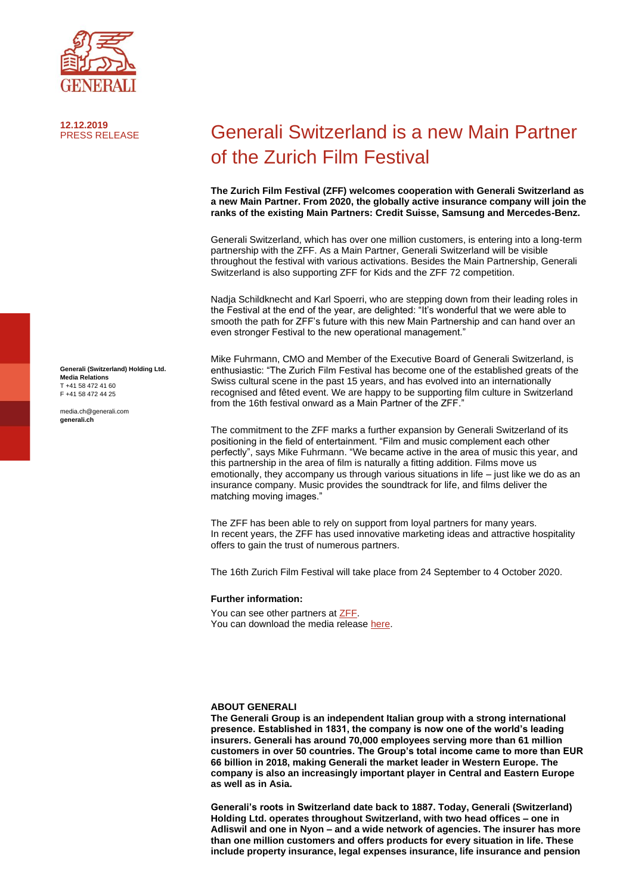**12.12.2019**
PRESS RELEASE

# Generali Switzerland is a new Main Partner of the Zurich Film Festival

**The Zurich Film Festival (ZFF) welcomes cooperation with Generali Switzerland as a new Main Partner. From 2020, the globally active insurance company will join the ranks of the existing Main Partners: Credit Suisse, Samsung and Mercedes-Benz.**

Generali Switzerland, which has over one million customers, is entering into a long-term partnership with the ZFF. As a Main Partner, Generali Switzerland will be visible throughout the festival with various activations. Besides the Main Partnership, Generali Switzerland is also supporting ZFF for Kids and the ZFF 72 competition.

Nadja Schildknecht and Karl Spoerri, who are stepping down from their leading roles in the Festival at the end of the year, are delighted: "It's wonderful that we were able to smooth the path for ZFF's future with this new Main Partnership and can hand over an even stronger Festival to the new operational management."

Mike Fuhrmann, CMO and Member of the Executive Board of Generali Switzerland, is enthusiastic: "The Zurich Film Festival has become one of the established greats of the Swiss cultural scene in the past 15 years, and has evolved into an internationally recognised and fêted event. We are happy to be supporting film culture in Switzerland from the 16th festival onward as a Main Partner of the ZFF."

The commitment to the ZFF marks a further expansion by Generali Switzerland of its positioning in the field of entertainment. "Film and music complement each other perfectly", says Mike Fuhrmann. "We became active in the area of music this year, and this partnership in the area of film is naturally a fitting addition. Films move us emotionally, they accompany us through various situations in life – just like we do as an insurance company. Music provides the soundtrack for life, and films deliver the matching moving images."

The ZFF has been able to rely on support from loyal partners for many years. In recent years, the ZFF has used innovative marketing ideas and attractive hospitality offers to gain the trust of numerous partners.

The 16th Zurich Film Festival will take place from 24 September to 4 October 2020.

**Further information:**

You can see other partners at ZFF.
You can download the media release here.

**Generali (Switzerland) Holding Ltd.**
**Media Relations**
T +41 58 472 41 60
F +41 58 472 44 25

media.ch@generali.com
**generali.ch**

**ABOUT GENERALI**

**The Generali Group is an independent Italian group with a strong international presence. Established in 1831, the company is now one of the world's leading insurers. Generali has around 70,000 employees serving more than 61 million customers in over 50 countries. The Group's total income came to more than EUR 66 billion in 2018, making Generali the market leader in Western Europe. The company is also an increasingly important player in Central and Eastern Europe as well as in Asia.**

**Generali's roots in Switzerland date back to 1887. Today, Generali (Switzerland) Holding Ltd. operates throughout Switzerland, with two head offices – one in Adliswil and one in Nyon – and a wide network of agencies. The insurer has more than one million customers and offers products for every situation in life. These include property insurance, legal expenses insurance, life insurance and pension**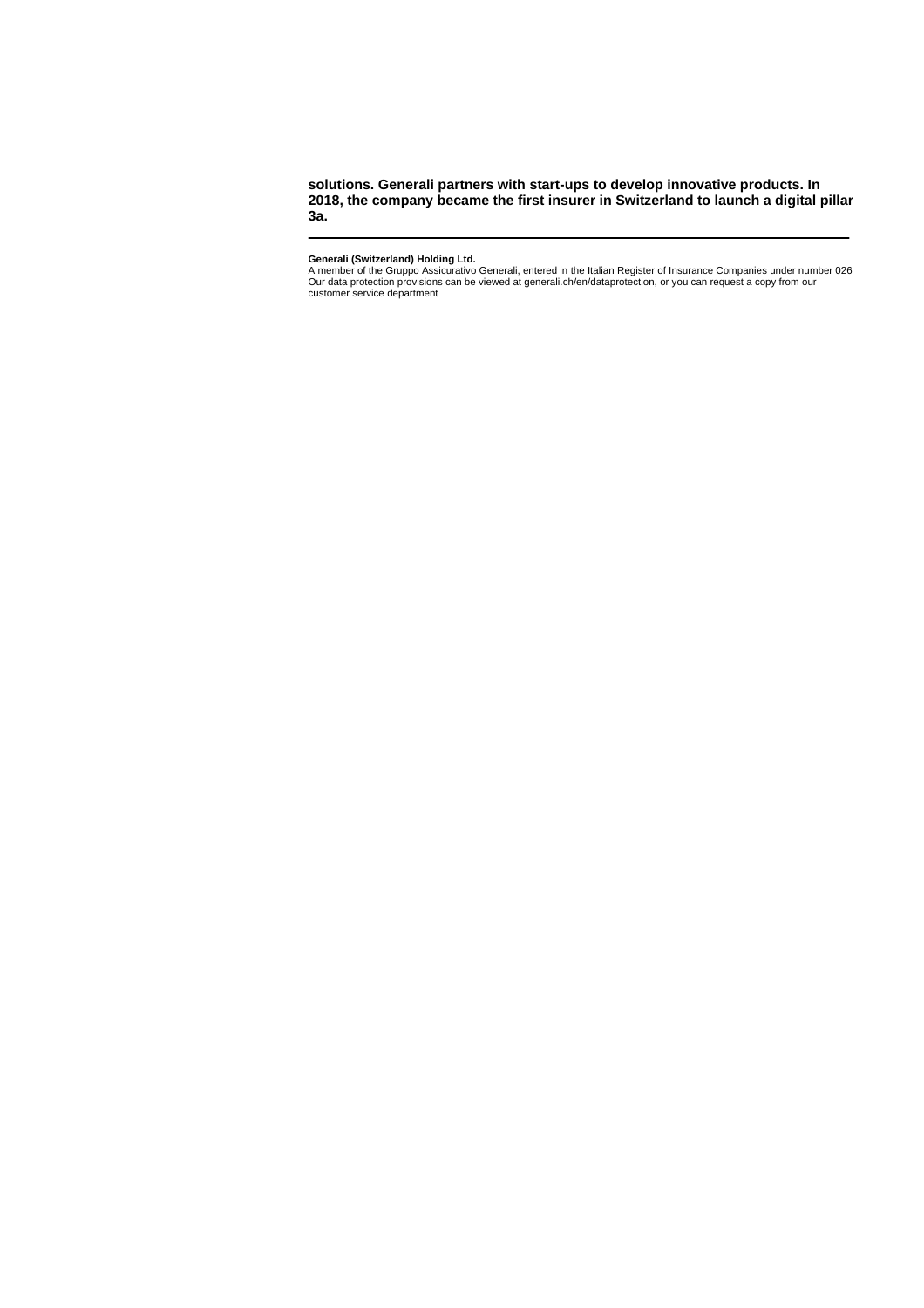**solutions. Generali partners with start-ups to develop innovative products. In 2018, the company became the first insurer in Switzerland to launch a digital pillar 3a.**

---

**Generali (Switzerland) Holding Ltd.**
A member of the Gruppo Assicurativo Generali, entered in the Italian Register of Insurance Companies under number 026
Our data protection provisions can be viewed at generali.ch/en/dataprotection, or you can request a copy from our customer service department